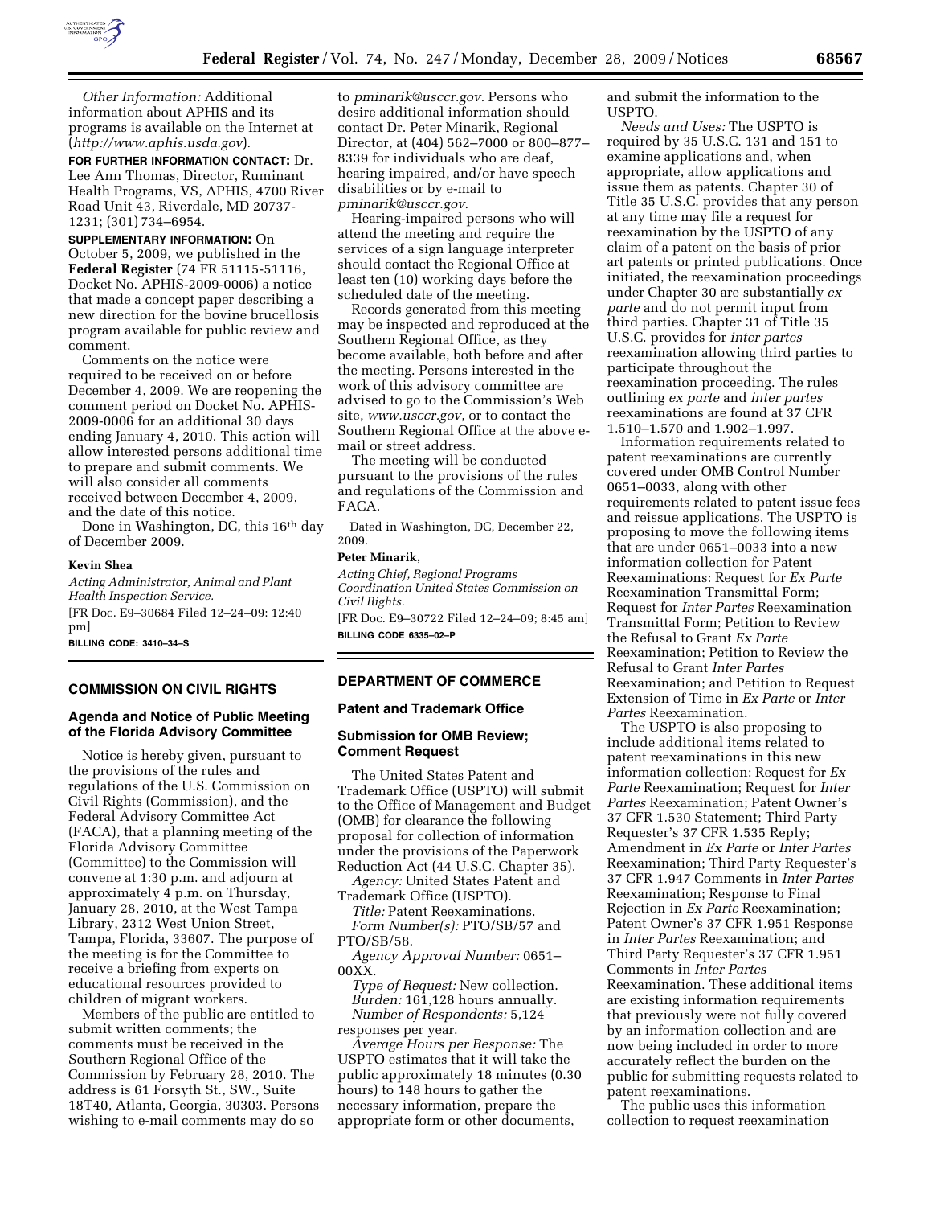*Other Information:* Additional information about APHIS and its programs is available on the Internet at (*http://www.aphis.usda.gov*).

**FOR FURTHER INFORMATION CONTACT:** Dr. Lee Ann Thomas, Director, Ruminant Health Programs, VS, APHIS, 4700 River Road Unit 43, Riverdale, MD 20737-1231; (301) 734–6954.

**SUPPLEMENTARY INFORMATION:** On October 5, 2009, we published in the **Federal Register** (74 FR 51115-51116, Docket No. APHIS-2009-0006) a notice that made a concept paper describing a new direction for the bovine brucellosis program available for public review and comment.

Comments on the notice were required to be received on or before December 4, 2009. We are reopening the comment period on Docket No. APHIS-2009-0006 for an additional 30 days ending January 4, 2010. This action will allow interested persons additional time to prepare and submit comments. We will also consider all comments received between December 4, 2009, and the date of this notice.

Done in Washington, DC, this 16th day of December 2009.

**Kevin Shea**

*Acting Administrator, Animal and Plant Health Inspection Service.*

[FR Doc. E9–30684 Filed 12–24–09: 12:40 pm]

**BILLING CODE: 3410–34–S**

## COMMISSION ON CIVIL RIGHTS

### Agenda and Notice of Public Meeting of the Florida Advisory Committee

Notice is hereby given, pursuant to the provisions of the rules and regulations of the U.S. Commission on Civil Rights (Commission), and the Federal Advisory Committee Act (FACA), that a planning meeting of the Florida Advisory Committee (Committee) to the Commission will convene at 1:30 p.m. and adjourn at approximately 4 p.m. on Thursday, January 28, 2010, at the West Tampa Library, 2312 West Union Street, Tampa, Florida, 33607. The purpose of the meeting is for the Committee to receive a briefing from experts on educational resources provided to children of migrant workers.

Members of the public are entitled to submit written comments; the comments must be received in the Southern Regional Office of the Commission by February 28, 2010. The address is 61 Forsyth St., SW., Suite 18T40, Atlanta, Georgia, 30303. Persons wishing to e-mail comments may do so to *pminarik@usccr.gov*. Persons who desire additional information should contact Dr. Peter Minarik, Regional Director, at (404) 562–7000 or 800–877–8339 for individuals who are deaf, hearing impaired, and/or have speech disabilities or by e-mail to *pminarik@usccr.gov*.

Hearing-impaired persons who will attend the meeting and require the services of a sign language interpreter should contact the Regional Office at least ten (10) working days before the scheduled date of the meeting.

Records generated from this meeting may be inspected and reproduced at the Southern Regional Office, as they become available, both before and after the meeting. Persons interested in the work of this advisory committee are advised to go to the Commission's Web site, *www.usccr.gov*, or to contact the Southern Regional Office at the above e-mail or street address.

The meeting will be conducted pursuant to the provisions of the rules and regulations of the Commission and FACA.

Dated in Washington, DC, December 22, 2009.

**Peter Minarik,**

*Acting Chief, Regional Programs Coordination United States Commission on Civil Rights.*

[FR Doc. E9–30722 Filed 12–24–09; 8:45 am]

**BILLING CODE 6335–02–P**

## DEPARTMENT OF COMMERCE

### Patent and Trademark Office

### Submission for OMB Review; Comment Request

The United States Patent and Trademark Office (USPTO) will submit to the Office of Management and Budget (OMB) for clearance the following proposal for collection of information under the provisions of the Paperwork Reduction Act (44 U.S.C. Chapter 35).

*Agency:* United States Patent and Trademark Office (USPTO).

*Title:* Patent Reexaminations.

*Form Number(s):* PTO/SB/57 and PTO/SB/58.

*Agency Approval Number:* 0651–00XX.

*Type of Request:* New collection.

*Burden:* 161,128 hours annually.

*Number of Respondents:* 5,124 responses per year.

*Average Hours per Response:* The USPTO estimates that it will take the public approximately 18 minutes (0.30 hours) to 148 hours to gather the necessary information, prepare the appropriate form or other documents, and submit the information to the USPTO.

*Needs and Uses:* The USPTO is required by 35 U.S.C. 131 and 151 to examine applications and, when appropriate, allow applications and issue them as patents. Chapter 30 of Title 35 U.S.C. provides that any person at any time may file a request for reexamination by the USPTO of any claim of a patent on the basis of prior art patents or printed publications. Once initiated, the reexamination proceedings under Chapter 30 are substantially *ex parte* and do not permit input from third parties. Chapter 31 of Title 35 U.S.C. provides for *inter partes* reexamination allowing third parties to participate throughout the reexamination proceeding. The rules outlining *ex parte* and *inter partes* reexaminations are found at 37 CFR 1.510–1.570 and 1.902–1.997.

Information requirements related to patent reexaminations are currently covered under OMB Control Number 0651–0033, along with other requirements related to patent issue fees and reissue applications. The USPTO is proposing to move the following items that are under 0651–0033 into a new information collection for Patent Reexaminations: Request for *Ex Parte* Reexamination Transmittal Form; Request for *Inter Partes* Reexamination Transmittal Form; Petition to Review the Refusal to Grant *Ex Parte* Reexamination; Petition to Review the Refusal to Grant *Inter Partes* Reexamination; and Petition to Request Extension of Time in *Ex Parte* or *Inter Partes* Reexamination.

The USPTO is also proposing to include additional items related to patent reexaminations in this new information collection: Request for *Ex Parte* Reexamination; Request for *Inter Partes* Reexamination; Patent Owner's 37 CFR 1.530 Statement; Third Party Requester's 37 CFR 1.535 Reply; Amendment in *Ex Parte* or *Inter Partes* Reexamination; Third Party Requester's 37 CFR 1.947 Comments in *Inter Partes* Reexamination; Response to Final Rejection in *Ex Parte* Reexamination; Patent Owner's 37 CFR 1.951 Response in *Inter Partes* Reexamination; and Third Party Requester's 37 CFR 1.951 Comments in *Inter Partes* Reexamination. These additional items are existing information requirements that previously were not fully covered by an information collection and are now being included in order to more accurately reflect the burden on the public for submitting requests related to patent reexaminations.

The public uses this information collection to request reexamination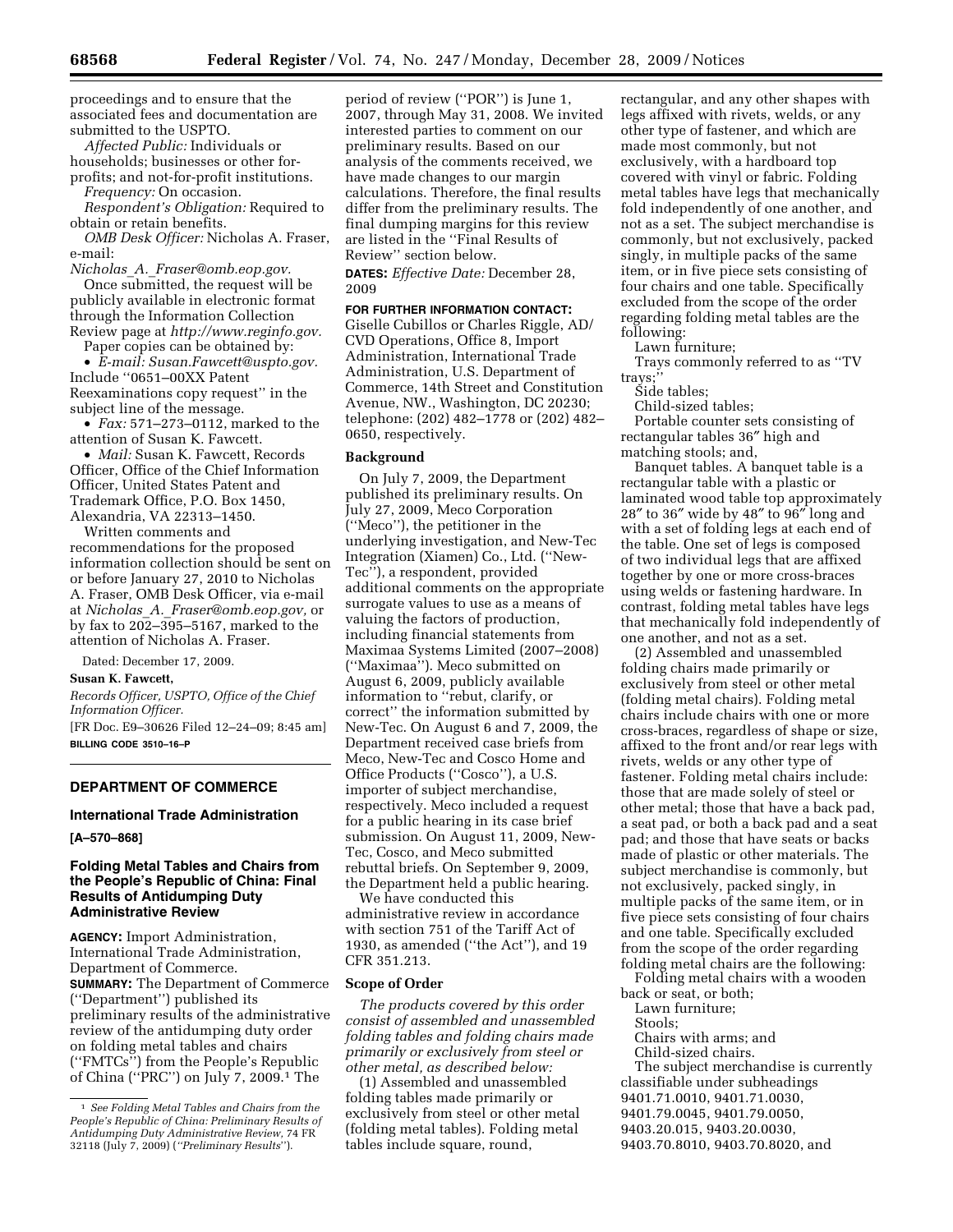proceedings and to ensure that the associated fees and documentation are submitted to the USPTO.

*Affected Public:* Individuals or households; businesses or other for-profits; and not-for-profit institutions.

*Frequency:* On occasion.

*Respondent's Obligation:* Required to obtain or retain benefits.

*OMB Desk Officer:* Nicholas A. Fraser, e-mail: *Nicholas_A._Fraser@omb.eop.gov.*

Once submitted, the request will be publicly available in electronic format through the Information Collection Review page at *http://www.reginfo.gov.*

Paper copies can be obtained by:

- *E-mail: Susan.Fawcett@uspto.gov.* Include ''0651–00XX Patent Reexaminations copy request'' in the subject line of the message.
- *Fax:* 571–273–0112, marked to the attention of Susan K. Fawcett.
- *Mail:* Susan K. Fawcett, Records Officer, Office of the Chief Information Officer, United States Patent and Trademark Office, P.O. Box 1450, Alexandria, VA 22313–1450.

Written comments and recommendations for the proposed information collection should be sent on or before January 27, 2010 to Nicholas A. Fraser, OMB Desk Officer, via e-mail at *Nicholas_A._Fraser@omb.eop.gov,* or by fax to 202–395–5167, marked to the attention of Nicholas A. Fraser.

Dated: December 17, 2009.

**Susan K. Fawcett,**

*Records Officer, USPTO, Office of the Chief Information Officer.*

[FR Doc. E9–30626 Filed 12–24–09; 8:45 am]

**BILLING CODE 3510–16–P**

## DEPARTMENT OF COMMERCE

### International Trade Administration

**[A–570–868]**

### Folding Metal Tables and Chairs from the People's Republic of China: Final Results of Antidumping Duty Administrative Review

**AGENCY:** Import Administration, International Trade Administration, Department of Commerce.

**SUMMARY:** The Department of Commerce (''Department'') published its preliminary results of the administrative review of the antidumping duty order on folding metal tables and chairs (''FMTCs'') from the People's Republic of China (''PRC'') on July 7, 2009.[1] The period of review (''POR'') is June 1, 2007, through May 31, 2008. We invited interested parties to comment on our preliminary results. Based on our analysis of the comments received, we have made changes to our margin calculations. Therefore, the final results differ from the preliminary results. The final dumping margins for this review are listed in the ''Final Results of Review'' section below.

**DATES:** *Effective Date:* December 28, 2009

**FOR FURTHER INFORMATION CONTACT:** Giselle Cubillos or Charles Riggle, AD/CVD Operations, Office 8, Import Administration, International Trade Administration, U.S. Department of Commerce, 14th Street and Constitution Avenue, NW., Washington, DC 20230; telephone: (202) 482–1778 or (202) 482–0650, respectively.

**Background**

On July 7, 2009, the Department published its preliminary results. On July 27, 2009, Meco Corporation (''Meco''), the petitioner in the underlying investigation, and New-Tec Integration (Xiamen) Co., Ltd. (''New-Tec''), a respondent, provided additional comments on the appropriate surrogate values to use as a means of valuing the factors of production, including financial statements from Maximaa Systems Limited (2007–2008) (''Maximaa''). Meco submitted on August 6, 2009, publicly available information to ''rebut, clarify, or correct'' the information submitted by New-Tec. On August 6 and 7, 2009, the Department received case briefs from Meco, New-Tec and Cosco Home and Office Products (''Cosco''), a U.S. importer of subject merchandise, respectively. Meco included a request for a public hearing in its case brief submission. On August 11, 2009, New-Tec, Cosco, and Meco submitted rebuttal briefs. On September 9, 2009, the Department held a public hearing.

We have conducted this administrative review in accordance with section 751 of the Tariff Act of 1930, as amended (''the Act''), and 19 CFR 351.213.

**Scope of Order**

*The products covered by this order consist of assembled and unassembled folding tables and folding chairs made primarily or exclusively from steel or other metal, as described below:*

(1) Assembled and unassembled folding tables made primarily or exclusively from steel or other metal (folding metal tables). Folding metal tables include square, round, rectangular, and any other shapes with legs affixed with rivets, welds, or any other type of fastener, and which are made most commonly, but not exclusively, with a hardboard top covered with vinyl or fabric. Folding metal tables have legs that mechanically fold independently of one another, and not as a set. The subject merchandise is commonly, but not exclusively, packed singly, in multiple packs of the same item, or in five piece sets consisting of four chairs and one table. Specifically excluded from the scope of the order regarding folding metal tables are the following:

Lawn furniture;

Trays commonly referred to as ''TV trays;''

Side tables;

Child-sized tables;

Portable counter sets consisting of rectangular tables 36″ high and matching stools; and,

Banquet tables. A banquet table is a rectangular table with a plastic or laminated wood table top approximately 28″ to 36″ wide by 48″ to 96″ long and with a set of folding legs at each end of the table. One set of legs is composed of two individual legs that are affixed together by one or more cross-braces using welds or fastening hardware. In contrast, folding metal tables have legs that mechanically fold independently of one another, and not as a set.

(2) Assembled and unassembled folding chairs made primarily or exclusively from steel or other metal (folding metal chairs). Folding metal chairs include chairs with one or more cross-braces, regardless of shape or size, affixed to the front and/or rear legs with rivets, welds or any other type of fastener. Folding metal chairs include: those that are made solely of steel or other metal; those that have a back pad, a seat pad, or both a back pad and a seat pad; and those that have seats or backs made of plastic or other materials. The subject merchandise is commonly, but not exclusively, packed singly, in multiple packs of the same item, or in five piece sets consisting of four chairs and one table. Specifically excluded from the scope of the order regarding folding metal chairs are the following:

Folding metal chairs with a wooden back or seat, or both;

Lawn furniture;

Stools;

Chairs with arms; and

Child-sized chairs.

The subject merchandise is currently classifiable under subheadings 9401.71.0010, 9401.71.0030, 9401.79.0045, 9401.79.0050, 9403.20.015, 9403.20.0030, 9403.70.8010, 9403.70.8020, and

---

[1] *See Folding Metal Tables and Chairs from the People's Republic of China: Preliminary Results of Antidumping Duty Administrative Review,* 74 FR 32118 (July 7, 2009) (*''Preliminary Results''*).